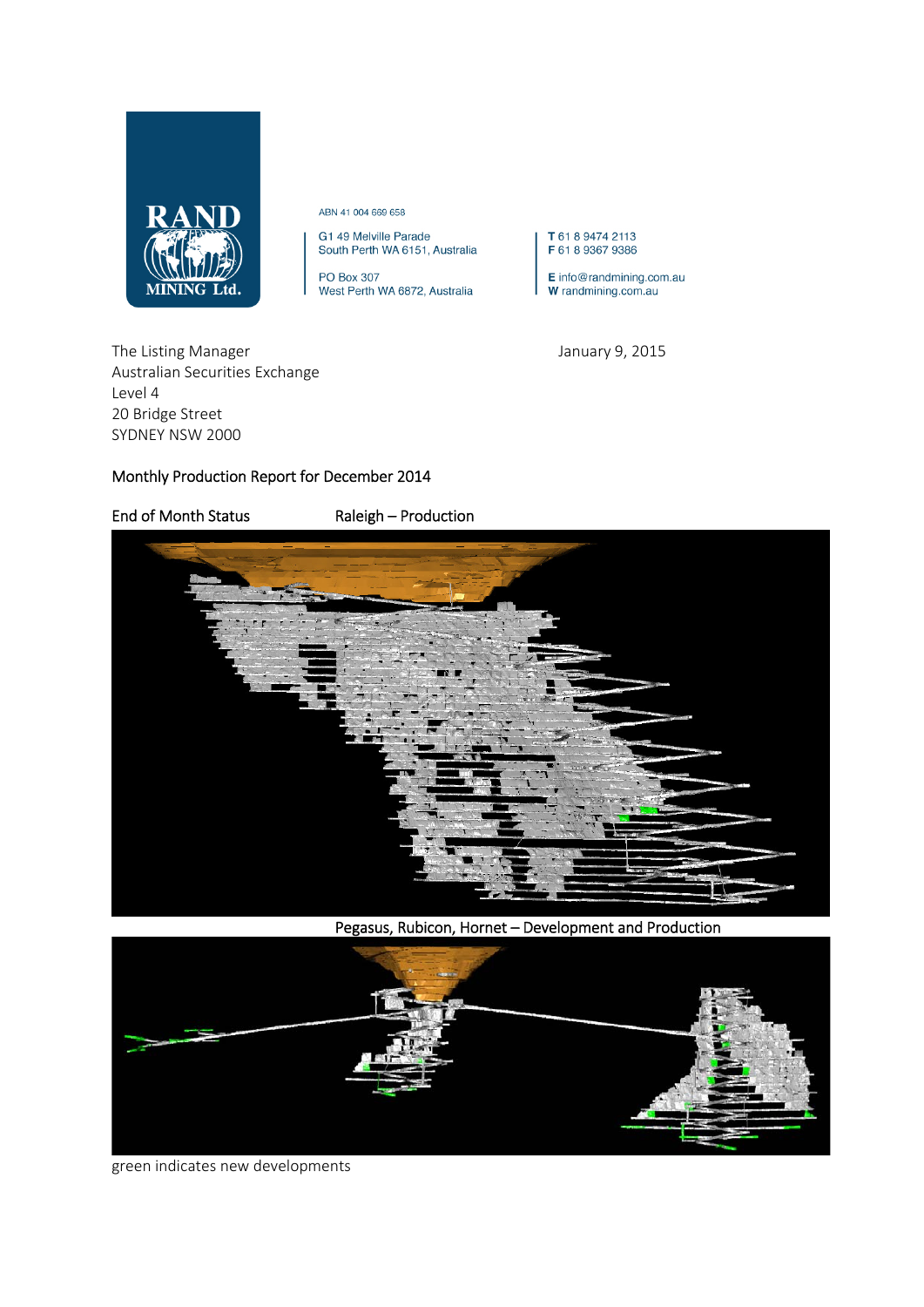**RAND MINING Ltd.**

ABN 41 004 669 658

G1 49 Melville Parade
South Perth WA 6151, Australia

PO Box 307
West Perth WA 6872, Australia

T 61 8 9474 2113
F 61 8 9367 9386

E info@randmining.com.au
W randmining.com.au

The Listing Manager
Australian Securities Exchange
Level 4
20 Bridge Street
SYDNEY NSW 2000

January 9, 2015

## Monthly Production Report for December 2014

End of Month Status

Raleigh – Production

Pegasus, Rubicon, Hornet – Development and Production

green indicates new developments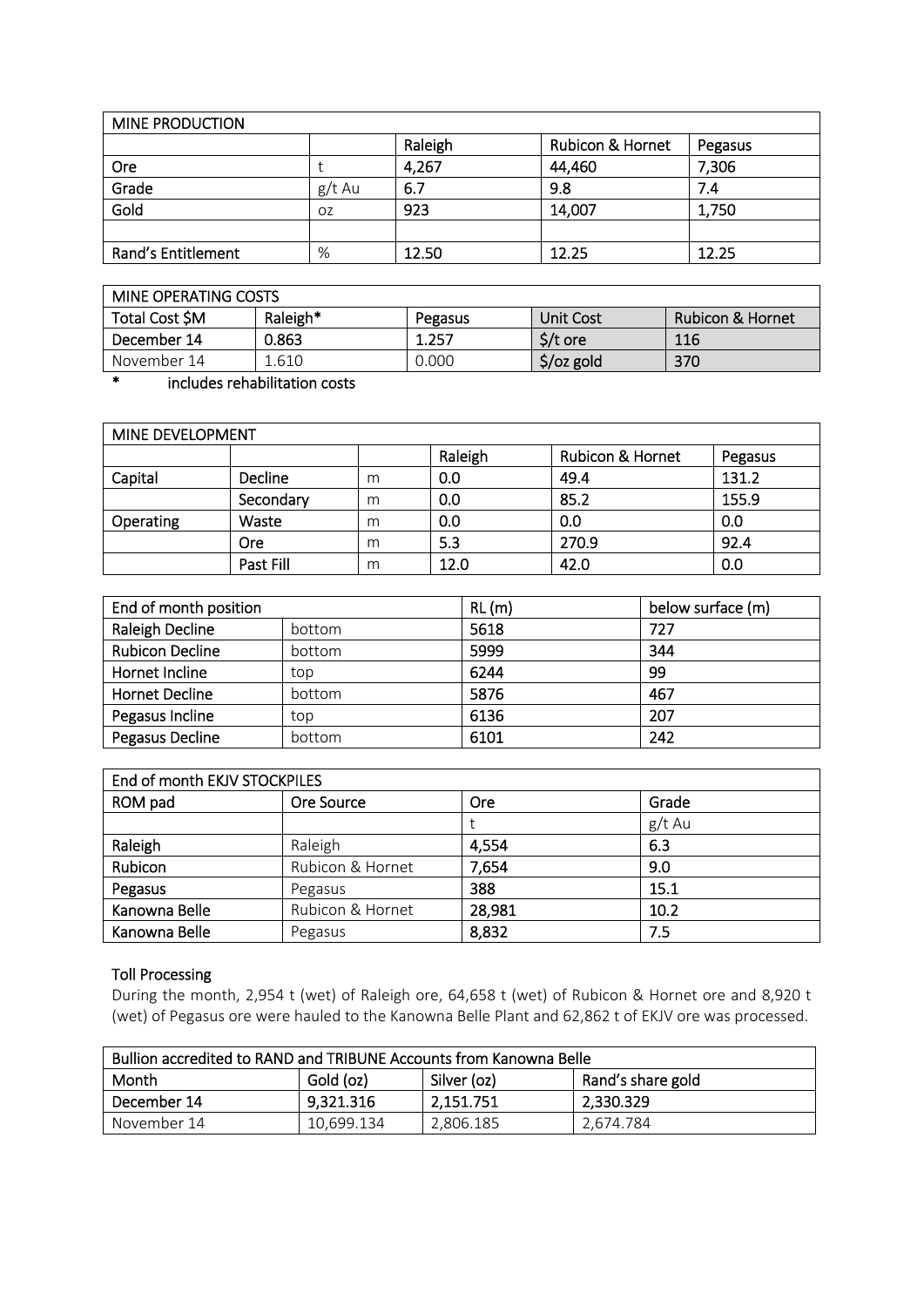| MINE PRODUCTION | | | | |
|---|---|---|---|---|
| | | Raleigh | Rubicon & Hornet | Pegasus |
| Ore | t | 4,267 | 44,460 | 7,306 |
| Grade | g/t Au | 6.7 | 9.8 | 7.4 |
| Gold | oz | 923 | 14,007 | 1,750 |
| | | | | |
| Rand's Entitlement | % | 12.50 | 12.25 | 12.25 |

| MINE OPERATING COSTS | | | | |
|---|---|---|---|---|
| Total Cost $M | Raleigh* | Pegasus | Unit Cost | Rubicon & Hornet |
| December 14 | 0.863 | 1.257 | $/t ore | 116 |
| November 14 | 1.610 | 0.000 | $/oz gold | 370 |

\* includes rehabilitation costs

| MINE DEVELOPMENT | | | | | |
|---|---|---|---|---|---|
| | | | Raleigh | Rubicon & Hornet | Pegasus |
| Capital | Decline | m | 0.0 | 49.4 | 131.2 |
| | Secondary | m | 0.0 | 85.2 | 155.9 |
| Operating | Waste | m | 0.0 | 0.0 | 0.0 |
| | Ore | m | 5.3 | 270.9 | 92.4 |
| | Past Fill | m | 12.0 | 42.0 | 0.0 |

| End of month position | | RL (m) | below surface (m) |
|---|---|---|---|
| Raleigh Decline | bottom | 5618 | 727 |
| Rubicon Decline | bottom | 5999 | 344 |
| Hornet Incline | top | 6244 | 99 |
| Hornet Decline | bottom | 5876 | 467 |
| Pegasus Incline | top | 6136 | 207 |
| Pegasus Decline | bottom | 6101 | 242 |

| End of month EKJV STOCKPILES | | | |
|---|---|---|---|
| ROM pad | Ore Source | Ore | Grade |
| | | t | g/t Au |
| Raleigh | Raleigh | 4,554 | 6.3 |
| Rubicon | Rubicon & Hornet | 7,654 | 9.0 |
| Pegasus | Pegasus | 388 | 15.1 |
| Kanowna Belle | Rubicon & Hornet | 28,981 | 10.2 |
| Kanowna Belle | Pegasus | 8,832 | 7.5 |

## Toll Processing

During the month, 2,954 t (wet) of Raleigh ore, 64,658 t (wet) of Rubicon & Hornet ore and 8,920 t (wet) of Pegasus ore were hauled to the Kanowna Belle Plant and 62,862 t of EKJV ore was processed.

| Bullion accredited to RAND and TRIBUNE Accounts from Kanowna Belle | | | |
|---|---|---|---|
| Month | Gold (oz) | Silver (oz) | Rand's share gold |
| December 14 | 9,321.316 | 2,151.751 | 2,330.329 |
| November 14 | 10,699.134 | 2,806.185 | 2,674.784 |